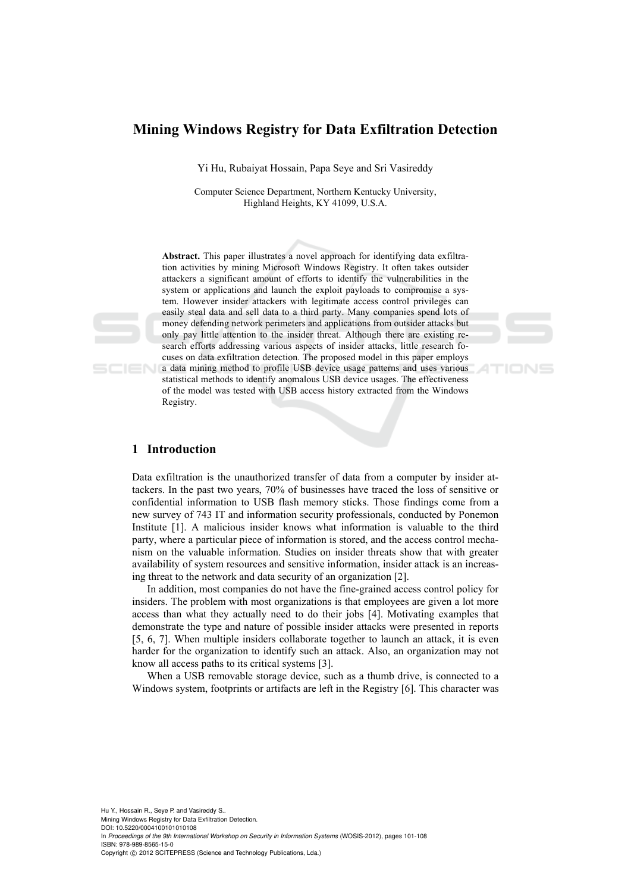# Mining Windows Registry for Data Exfiltration Detection

Yi Hu, Rubaiyat Hossain, Papa Seye and Sri Vasireddy

Computer Science Department, Northern Kentucky University,
Highland Heights, KY 41099, U.S.A.

**Abstract.** This paper illustrates a novel approach for identifying data exfiltration activities by mining Microsoft Windows Registry. It often takes outsider attackers a significant amount of efforts to identify the vulnerabilities in the system or applications and launch the exploit payloads to compromise a system. However insider attackers with legitimate access control privileges can easily steal data and sell data to a third party. Many companies spend lots of money defending network perimeters and applications from outsider attacks but only pay little attention to the insider threat. Although there are existing research efforts addressing various aspects of insider attacks, little research focuses on data exfiltration detection. The proposed model in this paper employs a data mining method to profile USB device usage patterns and uses various statistical methods to identify anomalous USB device usages. The effectiveness of the model was tested with USB access history extracted from the Windows Registry.

## 1 Introduction

Data exfiltration is the unauthorized transfer of data from a computer by insider attackers. In the past two years, 70% of businesses have traced the loss of sensitive or confidential information to USB flash memory sticks. Those findings come from a new survey of 743 IT and information security professionals, conducted by Ponemon Institute [1]. A malicious insider knows what information is valuable to the third party, where a particular piece of information is stored, and the access control mechanism on the valuable information. Studies on insider threats show that with greater availability of system resources and sensitive information, insider attack is an increasing threat to the network and data security of an organization [2].

In addition, most companies do not have the fine-grained access control policy for insiders. The problem with most organizations is that employees are given a lot more access than what they actually need to do their jobs [4]. Motivating examples that demonstrate the type and nature of possible insider attacks were presented in reports [5, 6, 7]. When multiple insiders collaborate together to launch an attack, it is even harder for the organization to identify such an attack. Also, an organization may not know all access paths to its critical systems [3].

When a USB removable storage device, such as a thumb drive, is connected to a Windows system, footprints or artifacts are left in the Registry [6]. This character was

Hu Y., Hossain R., Seye P. and Vasireddy S..
Mining Windows Registry for Data Exfiltration Detection.
DOI: 10.5220/0004100101010108
In *Proceedings of the 9th International Workshop on Security in Information Systems* (WOSIS-2012), pages 101-108
ISBN: 978-989-8565-15-0
Copyright © 2012 SCITEPRESS (Science and Technology Publications, Lda.)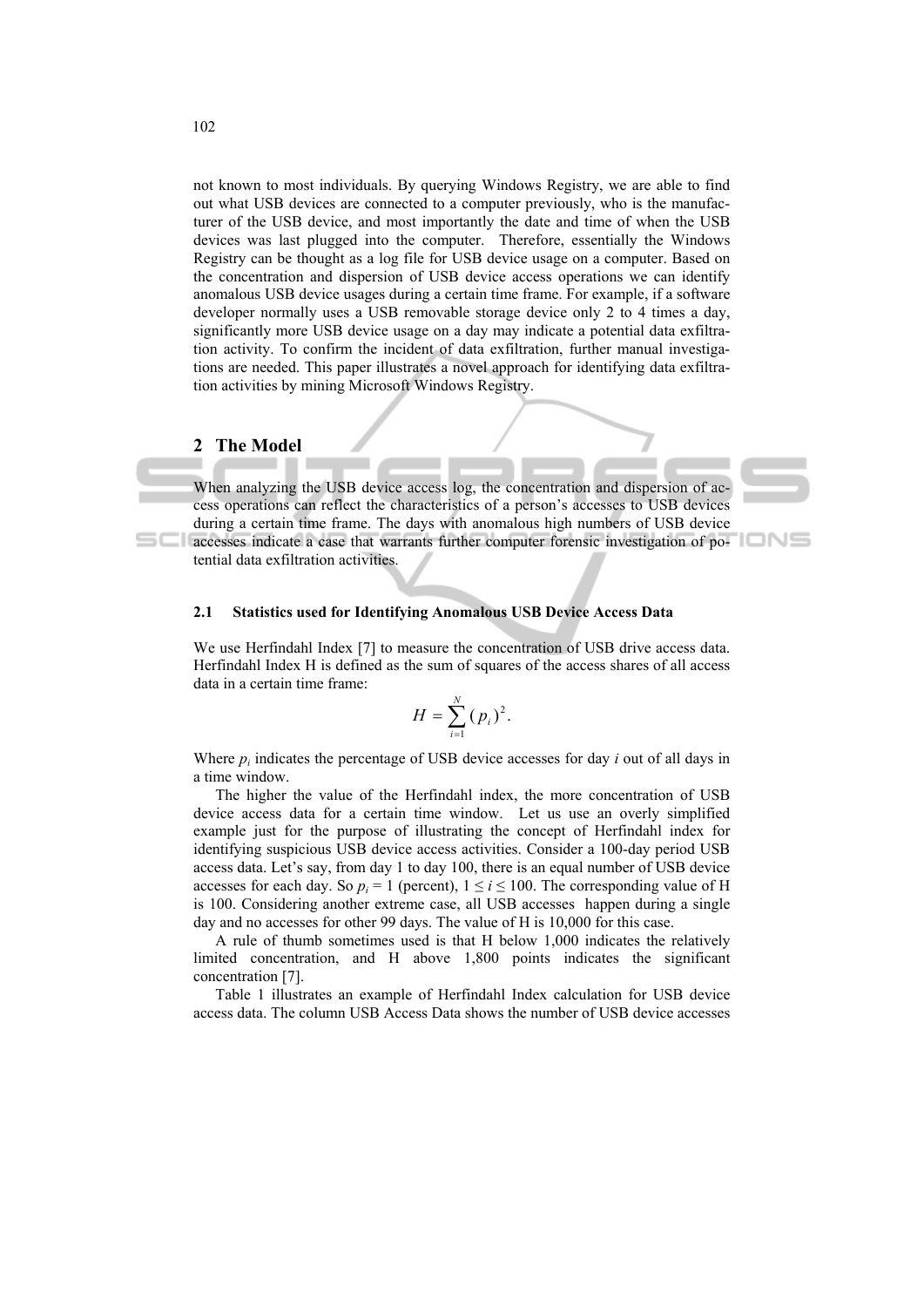not known to most individuals. By querying Windows Registry, we are able to find out what USB devices are connected to a computer previously, who is the manufacturer of the USB device, and most importantly the date and time of when the USB devices was last plugged into the computer. Therefore, essentially the Windows Registry can be thought as a log file for USB device usage on a computer. Based on the concentration and dispersion of USB device access operations we can identify anomalous USB device usages during a certain time frame. For example, if a software developer normally uses a USB removable storage device only 2 to 4 times a day, significantly more USB device usage on a day may indicate a potential data exfiltration activity. To confirm the incident of data exfiltration, further manual investigations are needed. This paper illustrates a novel approach for identifying data exfiltration activities by mining Microsoft Windows Registry.

## 2 The Model

When analyzing the USB device access log, the concentration and dispersion of access operations can reflect the characteristics of a person's accesses to USB devices during a certain time frame. The days with anomalous high numbers of USB device accesses indicate a case that warrants further computer forensic investigation of potential data exfiltration activities.

### 2.1 Statistics used for Identifying Anomalous USB Device Access Data

We use Herfindahl Index [7] to measure the concentration of USB drive access data. Herfindahl Index H is defined as the sum of squares of the access shares of all access data in a certain time frame:

$$H = \sum_{i=1}^{N} (p_i)^2 .$$

Where $p_i$ indicates the percentage of USB device accesses for day $i$ out of all days in a time window.

The higher the value of the Herfindahl index, the more concentration of USB device access data for a certain time window. Let us use an overly simplified example just for the purpose of illustrating the concept of Herfindahl index for identifying suspicious USB device access activities. Consider a 100-day period USB access data. Let's say, from day 1 to day 100, there is an equal number of USB device accesses for each day. So $p_i = 1$ (percent), $1 \leq i \leq 100$. The corresponding value of H is 100. Considering another extreme case, all USB accesses happen during a single day and no accesses for other 99 days. The value of H is 10,000 for this case.

A rule of thumb sometimes used is that H below 1,000 indicates the relatively limited concentration, and H above 1,800 points indicates the significant concentration [7].

Table 1 illustrates an example of Herfindahl Index calculation for USB device access data. The column USB Access Data shows the number of USB device accesses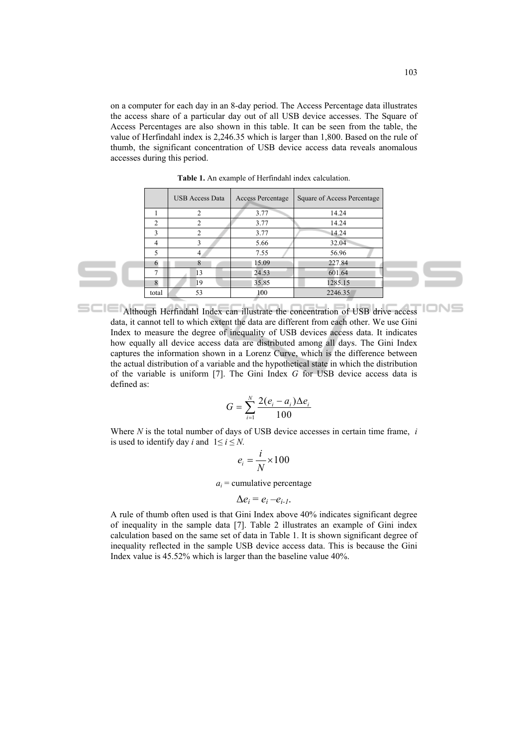on a computer for each day in an 8-day period. The Access Percentage data illustrates the access share of a particular day out of all USB device accesses. The Square of Access Percentages are also shown in this table. It can be seen from the table, the value of Herfindahl index is 2,246.35 which is larger than 1,800. Based on the rule of thumb, the significant concentration of USB device access data reveals anomalous accesses during this period.

**Table 1.** An example of Herfindahl index calculation.

| | USB Access Data | Access Percentage | Square of Access Percentage |
|---|---|---|---|
| 1 | 2 | 3.77 | 14.24 |
| 2 | 2 | 3.77 | 14.24 |
| 3 | 2 | 3.77 | 14.24 |
| 4 | 3 | 5.66 | 32.04 |
| 5 | 4 | 7.55 | 56.96 |
| 6 | 8 | 15.09 | 227.84 |
| 7 | 13 | 24.53 | 601.64 |
| 8 | 19 | 35.85 | 1285.15 |
| total | 53 | 100 | 2246.35 |

Although Herfindahl Index can illustrate the concentration of USB drive access data, it cannot tell to which extent the data are different from each other. We use Gini Index to measure the degree of inequality of USB devices access data. It indicates how equally all device access data are distributed among all days. The Gini Index captures the information shown in a Lorenz Curve, which is the difference between the actual distribution of a variable and the hypothetical state in which the distribution of the variable is uniform [7]. The Gini Index $G$ for USB device access data is defined as:

$$G = \sum_{i=1}^{N} \frac{2(e_i - a_i)\Delta e_i}{100}$$

Where $N$ is the total number of days of USB device accesses in certain time frame, $i$ is used to identify day $i$ and $1 \leq i \leq N$.

$$e_i = \frac{i}{N} \times 100$$

$a_i$ = cumulative percentage

$$\Delta e_i = e_i - e_{i-1}.$$

A rule of thumb often used is that Gini Index above 40% indicates significant degree of inequality in the sample data [7]. Table 2 illustrates an example of Gini index calculation based on the same set of data in Table 1. It is shown significant degree of inequality reflected in the sample USB device access data. This is because the Gini Index value is 45.52% which is larger than the baseline value 40%.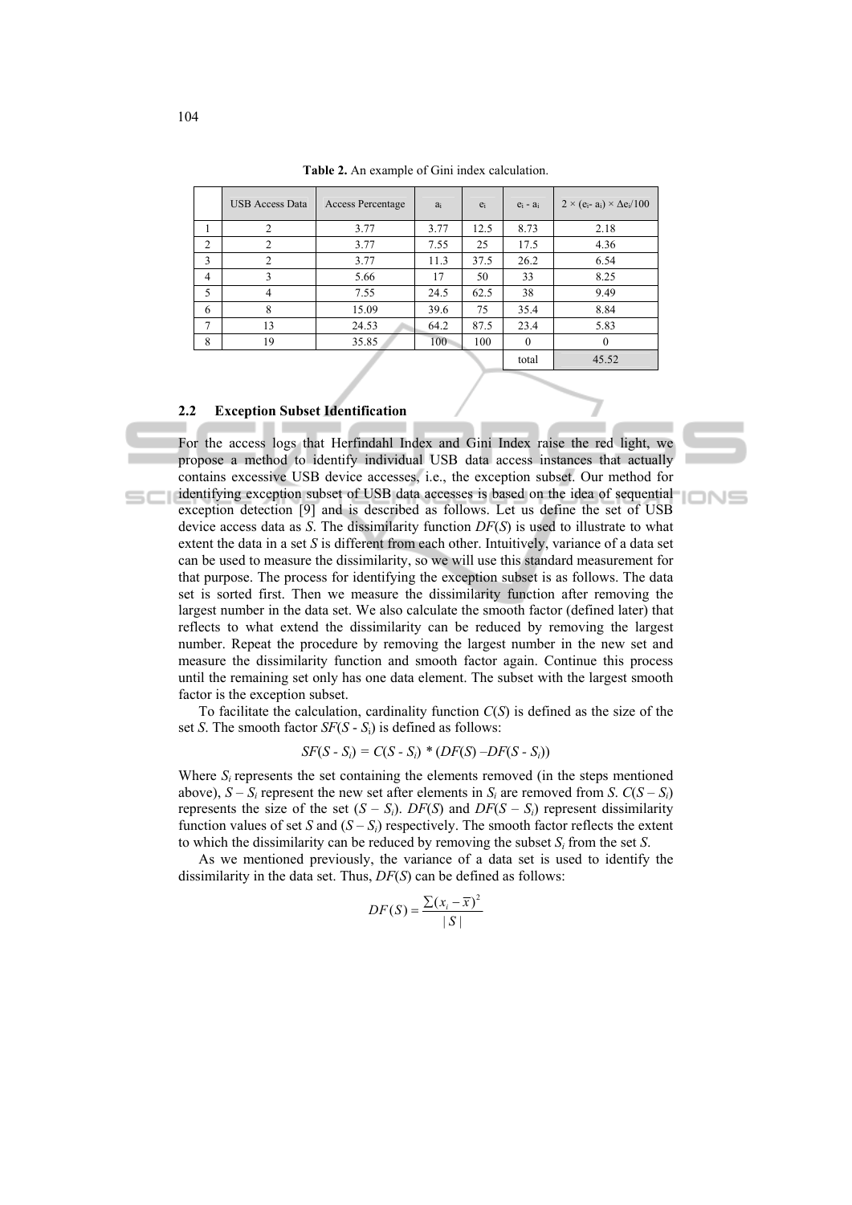**Table 2.** An example of Gini index calculation.

| | USB Access Data | Access Percentage | $a_i$ | $e_i$ | $e_i$ - $a_i$ | $2 \times (e_i - a_i) \times \Delta e_i/100$ |
|---|---|---|---|---|---|---|
| 1 | 2 | 3.77 | 3.77 | 12.5 | 8.73 | 2.18 |
| 2 | 2 | 3.77 | 7.55 | 25 | 17.5 | 4.36 |
| 3 | 2 | 3.77 | 11.3 | 37.5 | 26.2 | 6.54 |
| 4 | 3 | 5.66 | 17 | 50 | 33 | 8.25 |
| 5 | 4 | 7.55 | 24.5 | 62.5 | 38 | 9.49 |
| 6 | 8 | 15.09 | 39.6 | 75 | 35.4 | 8.84 |
| 7 | 13 | 24.53 | 64.2 | 87.5 | 23.4 | 5.83 |
| 8 | 19 | 35.85 | 100 | 100 | 0 | 0 |
| | | | | | total | 45.52 |

### 2.2 Exception Subset Identification

For the access logs that Herfindahl Index and Gini Index raise the red light, we propose a method to identify individual USB data access instances that actually contains excessive USB device accesses, i.e., the exception subset. Our method for identifying exception subset of USB data accesses is based on the idea of sequential exception detection [9] and is described as follows. Let us define the set of USB device access data as *S*. The dissimilarity function *DF*(*S*) is used to illustrate to what extent the data in a set *S* is different from each other. Intuitively, variance of a data set can be used to measure the dissimilarity, so we will use this standard measurement for that purpose. The process for identifying the exception subset is as follows. The data set is sorted first. Then we measure the dissimilarity function after removing the largest number in the data set. We also calculate the smooth factor (defined later) that reflects to what extend the dissimilarity can be reduced by removing the largest number. Repeat the procedure by removing the largest number in the new set and measure the dissimilarity function and smooth factor again. Continue this process until the remaining set only has one data element. The subset with the largest smooth factor is the exception subset.

To facilitate the calculation, cardinality function *C*(*S*) is defined as the size of the set *S*. The smooth factor $SF(S - S_i)$ is defined as follows:

$$SF(S - S_i) = C(S - S_i) * (DF(S) - DF(S - S_i))$$

Where $S_i$ represents the set containing the elements removed (in the steps mentioned above), $S - S_i$ represent the new set after elements in $S_i$ are removed from *S*. $C(S - S_i)$ represents the size of the set $(S - S_i)$. $DF(S)$ and $DF(S - S_i)$ represent dissimilarity function values of set *S* and $(S - S_i)$ respectively. The smooth factor reflects the extent to which the dissimilarity can be reduced by removing the subset $S_i$ from the set *S*.

As we mentioned previously, the variance of a data set is used to identify the dissimilarity in the data set. Thus, *DF*(*S*) can be defined as follows:

$$DF(S) = \frac{\sum (x_i - \bar{x})^2}{|S|}$$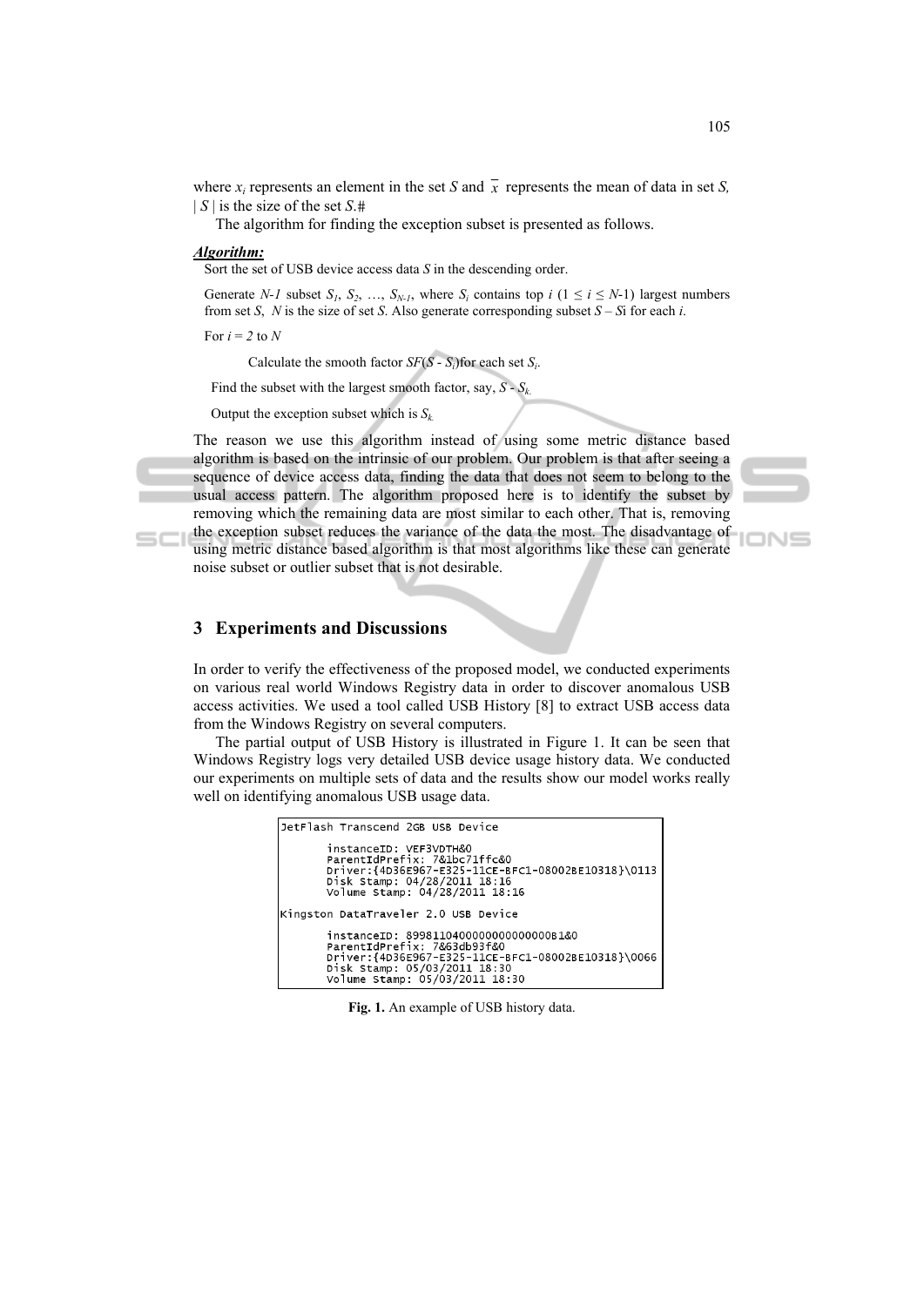where $x_i$ represents an element in the set $S$ and $\bar{x}$ represents the mean of data in set $S$, $|S|$ is the size of the set $S$.#

The algorithm for finding the exception subset is presented as follows.

***Algorithm:***

Sort the set of USB device access data $S$ in the descending order.

Generate $N$-$1$ subset $S_1$, $S_2$, …, $S_{N-1}$, where $S_i$ contains top $i$ ($1 \leq i \leq N$-1) largest numbers from set $S$, $N$ is the size of set $S$. Also generate corresponding subset $S - S$i for each $i$.

For $i = 2$ to $N$

Calculate the smooth factor $SF(S - S_i)$for each set $S_i$.

Find the subset with the largest smooth factor, say, $S - S_k$.

Output the exception subset which is $S_k$.

The reason we use this algorithm instead of using some metric distance based algorithm is based on the intrinsic of our problem. Our problem is that after seeing a sequence of device access data, finding the data that does not seem to belong to the usual access pattern. The algorithm proposed here is to identify the subset by removing which the remaining data are most similar to each other. That is, removing the exception subset reduces the variance of the data the most. The disadvantage of using metric distance based algorithm is that most algorithms like these can generate noise subset or outlier subset that is not desirable.

## 3 Experiments and Discussions

In order to verify the effectiveness of the proposed model, we conducted experiments on various real world Windows Registry data in order to discover anomalous USB access activities. We used a tool called USB History [8] to extract USB access data from the Windows Registry on several computers.

The partial output of USB History is illustrated in Figure 1. It can be seen that Windows Registry logs very detailed USB device usage history data. We conducted our experiments on multiple sets of data and the results show our model works really well on identifying anomalous USB usage data.

```
JetFlash Transcend 2GB USB Device

       instanceID: VEF3VDTH&0
       ParentIdPrefix: 7&1bc71ffc&0
       Driver:{4D36E967-E325-11CE-BFC1-08002BE10318}\0113
       Disk Stamp: 04/28/2011 18:16
       Volume Stamp: 04/28/2011 18:16

Kingston DataTraveler 2.0 USB Device

       instanceID: 899811040000000000000B1&0
       ParentIdPrefix: 7&63db93f&0
       Driver:{4D36E967-E325-11CE-BFC1-08002BE10318}\0066
       Disk Stamp: 05/03/2011 18:30
       Volume Stamp: 05/03/2011 18:30
```

**Fig. 1.** An example of USB history data.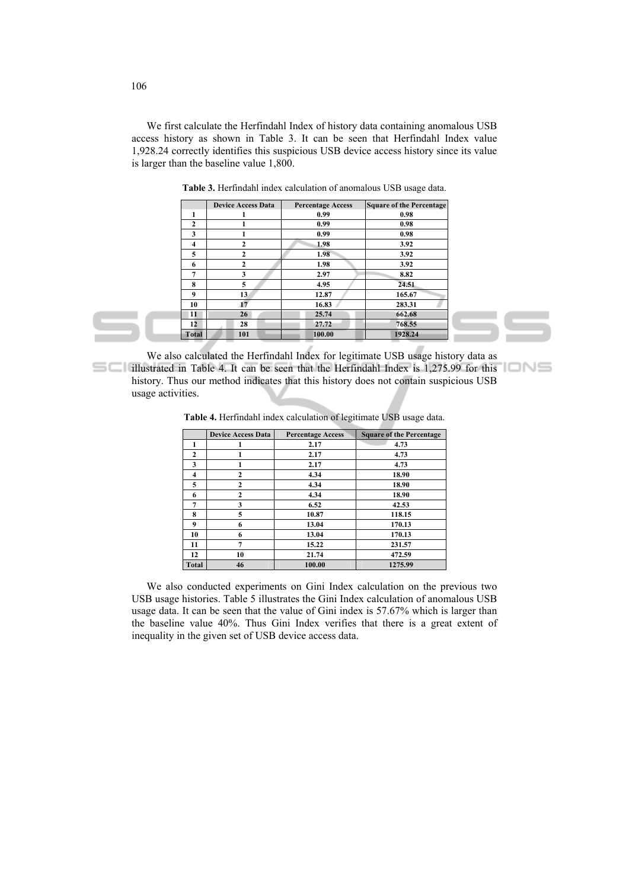We first calculate the Herfindahl Index of history data containing anomalous USB access history as shown in Table 3. It can be seen that Herfindahl Index value 1,928.24 correctly identifies this suspicious USB device access history since its value is larger than the baseline value 1,800.

**Table 3.** Herfindahl index calculation of anomalous USB usage data.

| | Device Access Data | Percentage Access | Square of the Percentage |
|---|---|---|---|
| 1 | 1 | 0.99 | 0.98 |
| 2 | 1 | 0.99 | 0.98 |
| 3 | 1 | 0.99 | 0.98 |
| 4 | 2 | 1.98 | 3.92 |
| 5 | 2 | 1.98 | 3.92 |
| 6 | 2 | 1.98 | 3.92 |
| 7 | 3 | 2.97 | 8.82 |
| 8 | 5 | 4.95 | 24.51 |
| 9 | 13 | 12.87 | 165.67 |
| 10 | 17 | 16.83 | 283.31 |
| 11 | 26 | 25.74 | 662.68 |
| 12 | 28 | 27.72 | 768.55 |
| Total | 101 | 100.00 | 1928.24 |

We also calculated the Herfindahl Index for legitimate USB usage history data as illustrated in Table 4. It can be seen that the Herfindahl Index is 1,275.99 for this history. Thus our method indicates that this history does not contain suspicious USB usage activities.

**Table 4.** Herfindahl index calculation of legitimate USB usage data.

| | Device Access Data | Percentage Access | Square of the Percentage |
|---|---|---|---|
| 1 | 1 | 2.17 | 4.73 |
| 2 | 1 | 2.17 | 4.73 |
| 3 | 1 | 2.17 | 4.73 |
| 4 | 2 | 4.34 | 18.90 |
| 5 | 2 | 4.34 | 18.90 |
| 6 | 2 | 4.34 | 18.90 |
| 7 | 3 | 6.52 | 42.53 |
| 8 | 5 | 10.87 | 118.15 |
| 9 | 6 | 13.04 | 170.13 |
| 10 | 6 | 13.04 | 170.13 |
| 11 | 7 | 15.22 | 231.57 |
| 12 | 10 | 21.74 | 472.59 |
| Total | 46 | 100.00 | 1275.99 |

We also conducted experiments on Gini Index calculation on the previous two USB usage histories. Table 5 illustrates the Gini Index calculation of anomalous USB usage data. It can be seen that the value of Gini index is 57.67% which is larger than the baseline value 40%. Thus Gini Index verifies that there is a great extent of inequality in the given set of USB device access data.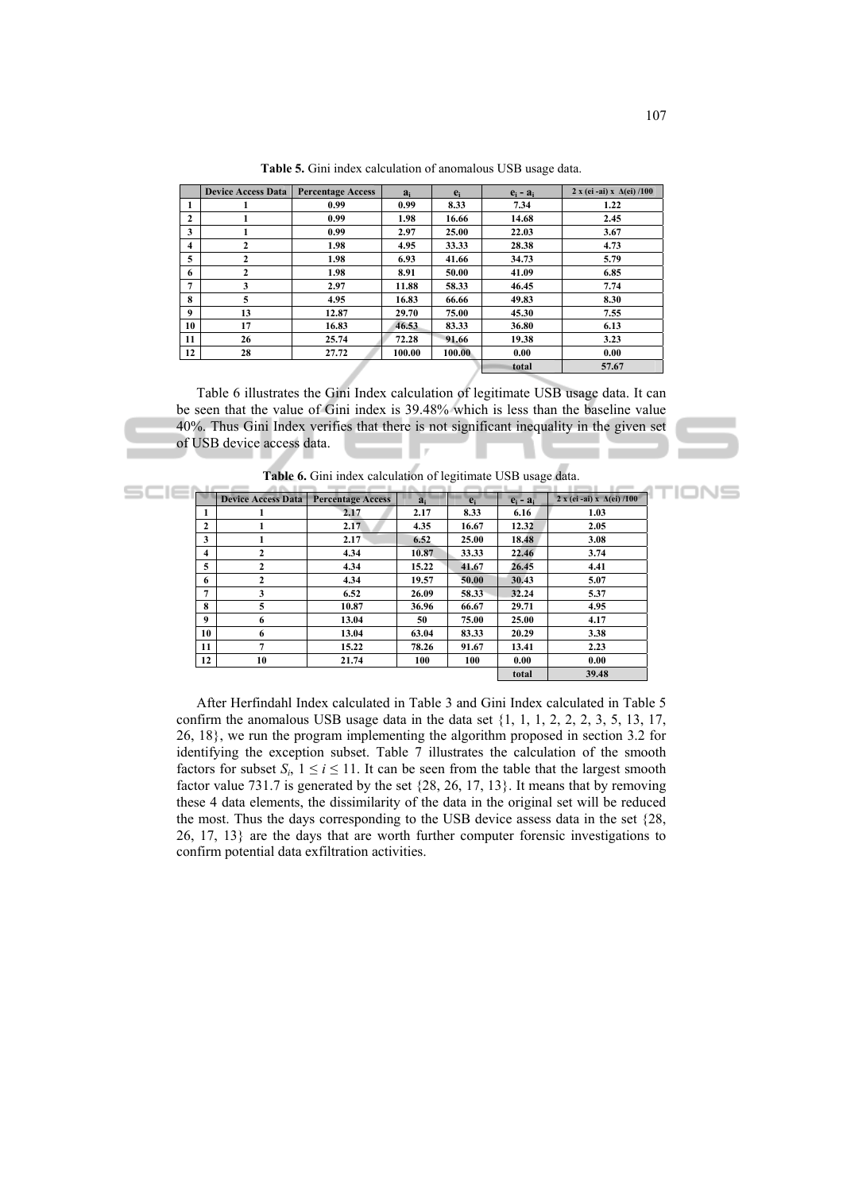**Table 5.** Gini index calculation of anomalous USB usage data.

| | Device Access Data | Percentage Access | $a_i$ | $e_i$ | $e_i - a_i$ | $2 \times (ei - ai) \times \Delta(ei) / 100$ |
|---|---|---|---|---|---|---|
| 1 | 1 | 0.99 | 0.99 | 8.33 | 7.34 | 1.22 |
| 2 | 1 | 0.99 | 1.98 | 16.66 | 14.68 | 2.45 |
| 3 | 1 | 0.99 | 2.97 | 25.00 | 22.03 | 3.67 |
| 4 | 2 | 1.98 | 4.95 | 33.33 | 28.38 | 4.73 |
| 5 | 2 | 1.98 | 6.93 | 41.66 | 34.73 | 5.79 |
| 6 | 2 | 1.98 | 8.91 | 50.00 | 41.09 | 6.85 |
| 7 | 3 | 2.97 | 11.88 | 58.33 | 46.45 | 7.74 |
| 8 | 5 | 4.95 | 16.83 | 66.66 | 49.83 | 8.30 |
| 9 | 13 | 12.87 | 29.70 | 75.00 | 45.30 | 7.55 |
| 10 | 17 | 16.83 | 46.53 | 83.33 | 36.80 | 6.13 |
| 11 | 26 | 25.74 | 72.28 | 91.66 | 19.38 | 3.23 |
| 12 | 28 | 27.72 | 100.00 | 100.00 | 0.00 | 0.00 |
| | | | | | total | 57.67 |

Table 6 illustrates the Gini Index calculation of legitimate USB usage data. It can be seen that the value of Gini index is 39.48% which is less than the baseline value 40%. Thus Gini Index verifies that there is not significant inequality in the given set of USB device access data.

**Table 6.** Gini index calculation of legitimate USB usage data.

| | Device Access Data | Percentage Access | $a_i$ | $e_i$ | $e_i - a_i$ | $2 \times (ei - ai) \times \Delta(ei) / 100$ |
|---|---|---|---|---|---|---|
| 1 | 1 | 2.17 | 2.17 | 8.33 | 6.16 | 1.03 |
| 2 | 1 | 2.17 | 4.35 | 16.67 | 12.32 | 2.05 |
| 3 | 1 | 2.17 | 6.52 | 25.00 | 18.48 | 3.08 |
| 4 | 2 | 4.34 | 10.87 | 33.33 | 22.46 | 3.74 |
| 5 | 2 | 4.34 | 15.22 | 41.67 | 26.45 | 4.41 |
| 6 | 2 | 4.34 | 19.57 | 50.00 | 30.43 | 5.07 |
| 7 | 3 | 6.52 | 26.09 | 58.33 | 32.24 | 5.37 |
| 8 | 5 | 10.87 | 36.96 | 66.67 | 29.71 | 4.95 |
| 9 | 6 | 13.04 | 50 | 75.00 | 25.00 | 4.17 |
| 10 | 6 | 13.04 | 63.04 | 83.33 | 20.29 | 3.38 |
| 11 | 7 | 15.22 | 78.26 | 91.67 | 13.41 | 2.23 |
| 12 | 10 | 21.74 | 100 | 100 | 0.00 | 0.00 |
| | | | | | total | 39.48 |

After Herfindahl Index calculated in Table 3 and Gini Index calculated in Table 5 confirm the anomalous USB usage data in the data set {1, 1, 1, 2, 2, 2, 3, 5, 13, 17, 26, 18}, we run the program implementing the algorithm proposed in section 3.2 for identifying the exception subset. Table 7 illustrates the calculation of the smooth factors for subset $S_i$, $1 \leq i \leq 11$. It can be seen from the table that the largest smooth factor value 731.7 is generated by the set {28, 26, 17, 13}. It means that by removing these 4 data elements, the dissimilarity of the data in the original set will be reduced the most. Thus the days corresponding to the USB device assess data in the set {28, 26, 17, 13} are the days that are worth further computer forensic investigations to confirm potential data exfiltration activities.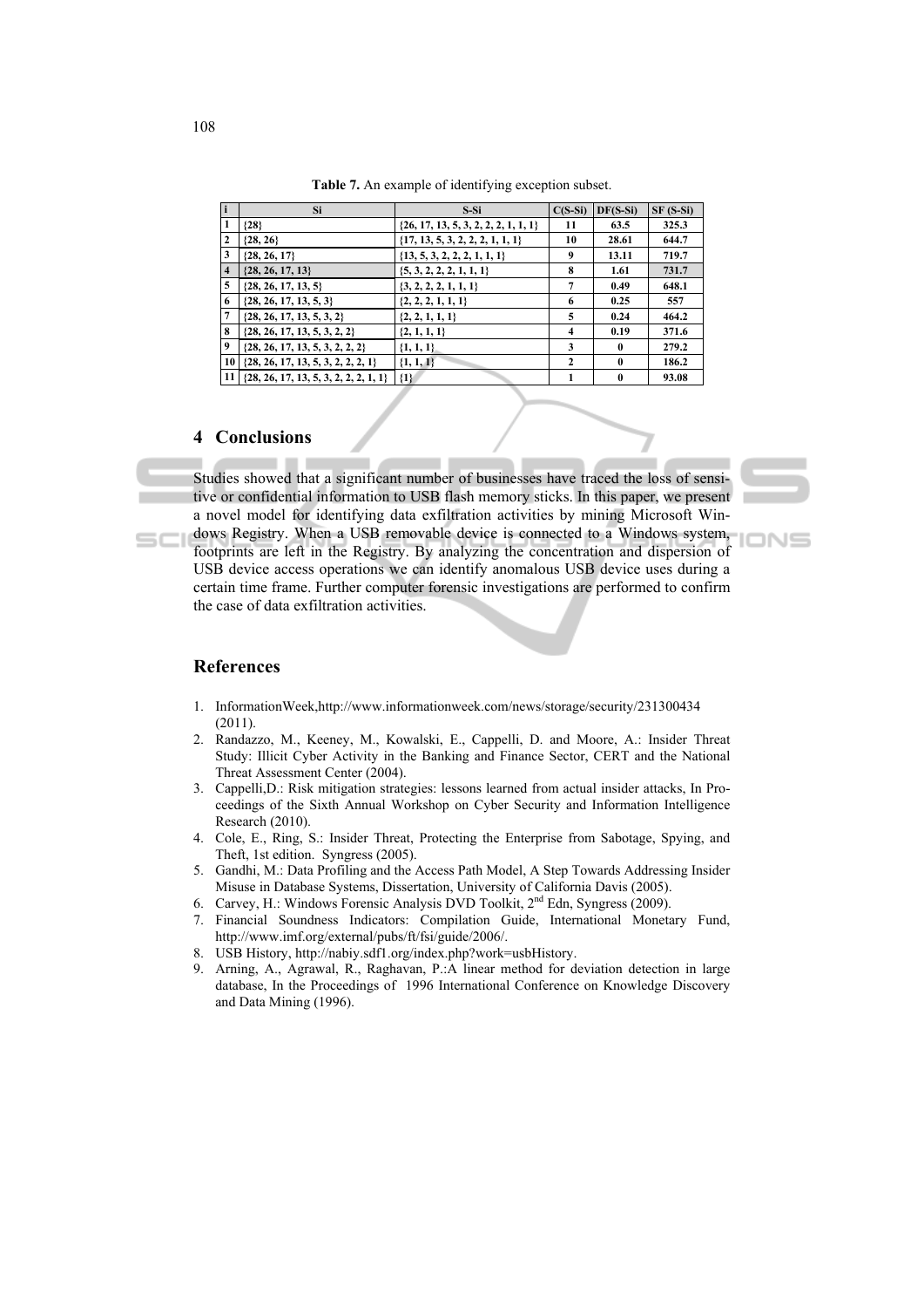**Table 7.** An example of identifying exception subset.

| i | Si | S-Si | C(S-Si) | DF(S-Si) | SF (S-Si) |
|---|---|---|---|---|---|
| 1 | {28} | {26, 17, 13, 5, 3, 2, 2, 2, 1, 1, 1} | 11 | 63.5 | 325.3 |
| 2 | {28, 26} | {17, 13, 5, 3, 2, 2, 2, 1, 1, 1} | 10 | 28.61 | 644.7 |
| 3 | {28, 26, 17} | {13, 5, 3, 2, 2, 2, 1, 1, 1} | 9 | 13.11 | 719.7 |
| 4 | {28, 26, 17, 13} | {5, 3, 2, 2, 2, 1, 1, 1} | 8 | 1.61 | 731.7 |
| 5 | {28, 26, 17, 13, 5} | {3, 2, 2, 2, 1, 1, 1} | 7 | 0.49 | 648.1 |
| 6 | {28, 26, 17, 13, 5, 3} | {2, 2, 2, 1, 1, 1} | 6 | 0.25 | 557 |
| 7 | {28, 26, 17, 13, 5, 3, 2} | {2, 2, 1, 1, 1} | 5 | 0.24 | 464.2 |
| 8 | {28, 26, 17, 13, 5, 3, 2, 2} | {2, 1, 1, 1} | 4 | 0.19 | 371.6 |
| 9 | {28, 26, 17, 13, 5, 3, 2, 2, 2} | {1, 1, 1} | 3 | 0 | 279.2 |
| 10 | {28, 26, 17, 13, 5, 3, 2, 2, 2, 1} | {1, 1, 1} | 2 | 0 | 186.2 |
| 11 | {28, 26, 17, 13, 5, 3, 2, 2, 2, 1, 1} | {1} | 1 | 0 | 93.08 |

## 4 Conclusions

Studies showed that a significant number of businesses have traced the loss of sensitive or confidential information to USB flash memory sticks. In this paper, we present a novel model for identifying data exfiltration activities by mining Microsoft Windows Registry. When a USB removable device is connected to a Windows system, footprints are left in the Registry. By analyzing the concentration and dispersion of USB device access operations we can identify anomalous USB device uses during a certain time frame. Further computer forensic investigations are performed to confirm the case of data exfiltration activities.

## References

1. InformationWeek,http://www.informationweek.com/news/storage/security/231300434 (2011).
2. Randazzo, M., Keeney, M., Kowalski, E., Cappelli, D. and Moore, A.: Insider Threat Study: Illicit Cyber Activity in the Banking and Finance Sector, CERT and the National Threat Assessment Center (2004).
3. Cappelli,D.: Risk mitigation strategies: lessons learned from actual insider attacks, In Proceedings of the Sixth Annual Workshop on Cyber Security and Information Intelligence Research (2010).
4. Cole, E., Ring, S.: Insider Threat, Protecting the Enterprise from Sabotage, Spying, and Theft, 1st edition. Syngress (2005).
5. Gandhi, M.: Data Profiling and the Access Path Model, A Step Towards Addressing Insider Misuse in Database Systems, Dissertation, University of California Davis (2005).
6. Carvey, H.: Windows Forensic Analysis DVD Toolkit, 2nd Edn, Syngress (2009).
7. Financial Soundness Indicators: Compilation Guide, International Monetary Fund, http://www.imf.org/external/pubs/ft/fsi/guide/2006/.
8. USB History, http://nabiy.sdf1.org/index.php?work=usbHistory.
9. Arning, A., Agrawal, R., Raghavan, P.:A linear method for deviation detection in large database, In the Proceedings of 1996 International Conference on Knowledge Discovery and Data Mining (1996).